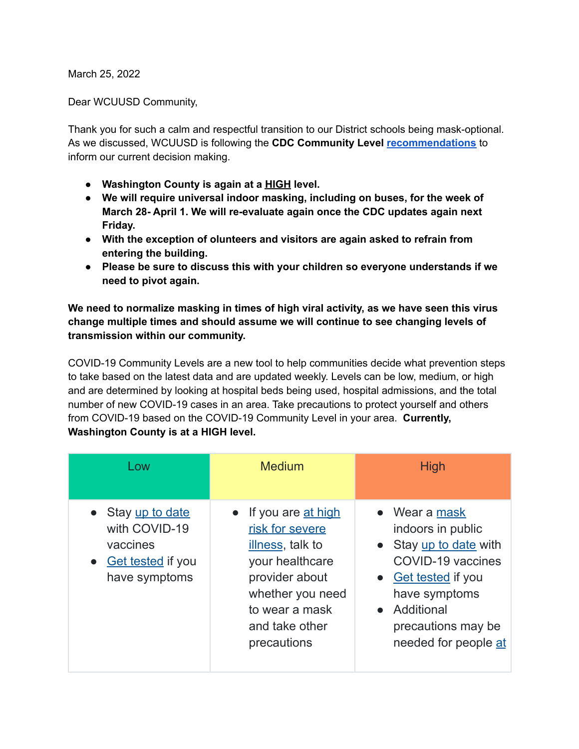March 25, 2022

Dear WCUUSD Community,

Thank you for such a calm and respectful transition to our District schools being mask-optional. As we discussed, WCUUSD is following the **CDC Community Level recommendations** to inform our current decision making.

- **Washington County is again at a HIGH level.**
- **We will require universal indoor masking, including on buses, for the week of March 28- April 1. We will re-evaluate again once the CDC updates again next Friday.**
- **With the exception of olunteers and visitors are again asked to refrain from entering the building.**
- **Please be sure to discuss this with your children so everyone understands if we need to pivot again.**

**We need to normalize masking in times of high viral activity, as we have seen this virus change multiple times and should assume we will continue to see changing levels of transmission within our community.**

COVID-19 Community Levels are a new tool to help communities decide what prevention steps to take based on the latest data and are updated weekly. Levels can be low, medium, or high and are determined by looking at hospital beds being used, hospital admissions, and the total number of new COVID-19 cases in an area. Take precautions to protect yourself and others from COVID-19 based on the COVID-19 Community Level in your area. **Currently, Washington County is at a HIGH level.**

| Low | Medium | High |
| --- | --- | --- |
| • Stay up to date with COVID-19 vaccines<br>• Get tested if you have symptoms | • If you are at high risk for severe illness, talk to your healthcare provider about whether you need to wear a mask and take other precautions | • Wear a mask indoors in public<br>• Stay up to date with COVID-19 vaccines<br>• Get tested if you have symptoms<br>• Additional precautions may be needed for people at |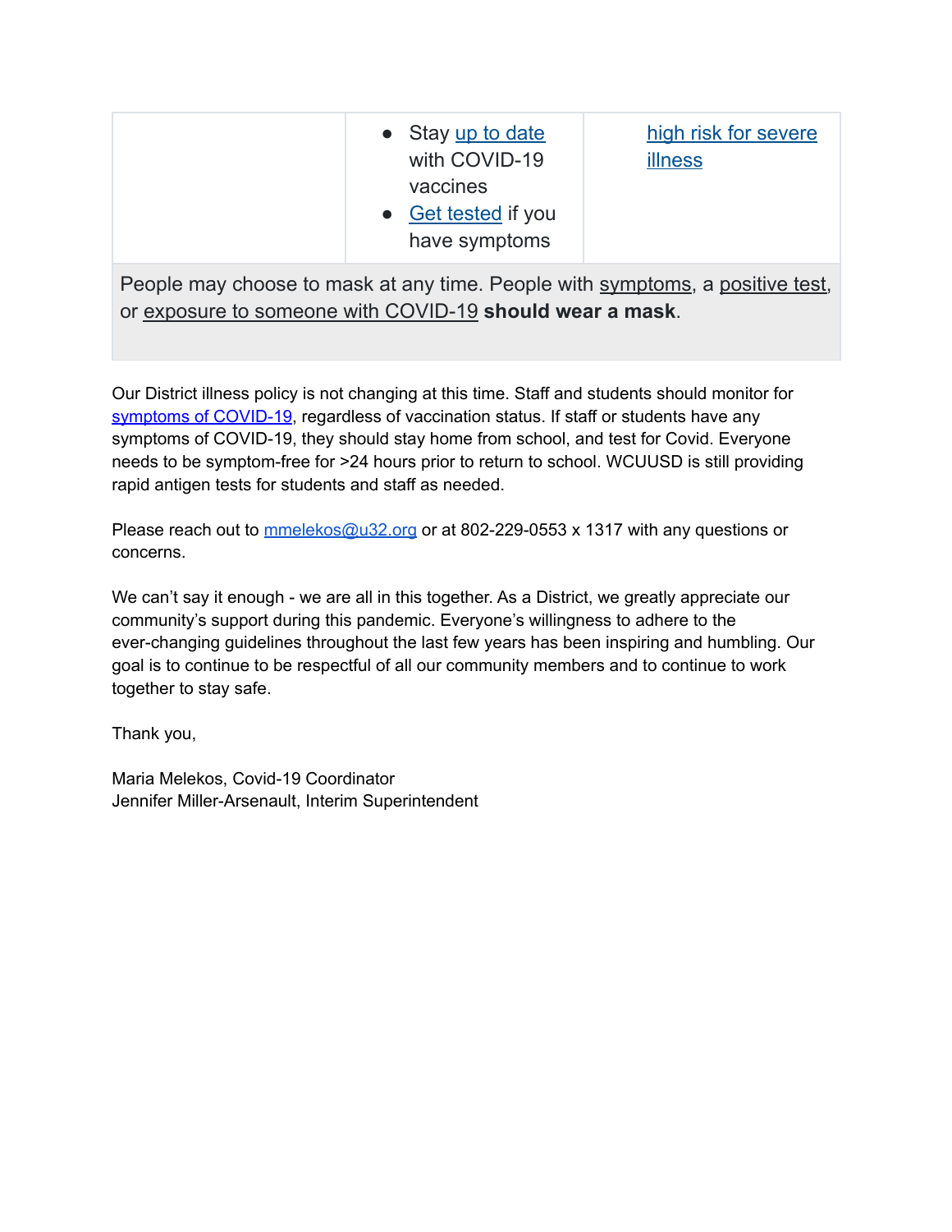| | | |
|---|---|---|
| | • Stay up to date with COVID-19 vaccines<br>• Get tested if you have symptoms | high risk for severe illness |
| People may choose to mask at any time. People with symptoms, a positive test, or exposure to someone with COVID-19 **should wear a mask**. | | |

Our District illness policy is not changing at this time. Staff and students should monitor for symptoms of COVID-19, regardless of vaccination status. If staff or students have any symptoms of COVID-19, they should stay home from school, and test for Covid. Everyone needs to be symptom-free for >24 hours prior to return to school. WCUUSD is still providing rapid antigen tests for students and staff as needed.

Please reach out to mmelekos@u32.org or at 802-229-0553 x 1317 with any questions or concerns.

We can't say it enough - we are all in this together. As a District, we greatly appreciate our community's support during this pandemic. Everyone's willingness to adhere to the ever-changing guidelines throughout the last few years has been inspiring and humbling. Our goal is to continue to be respectful of all our community members and to continue to work together to stay safe.

Thank you,

Maria Melekos, Covid-19 Coordinator
Jennifer Miller-Arsenault, Interim Superintendent